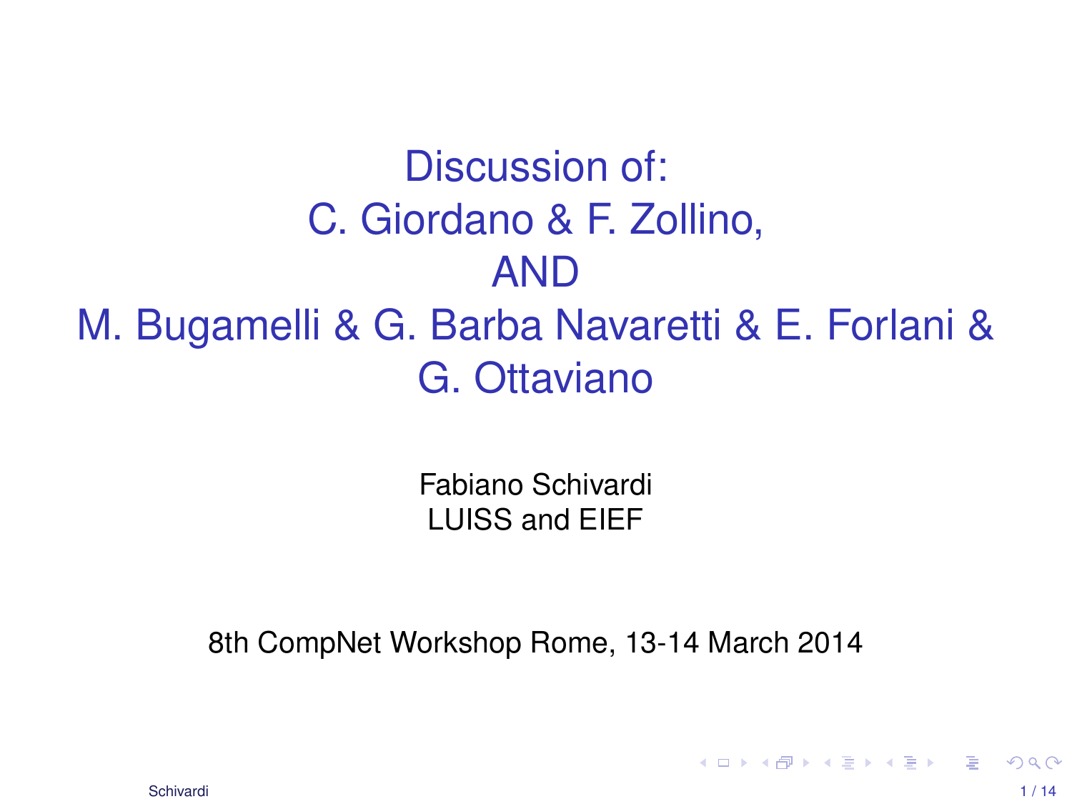# Discussion of: C. Giordano & F. Zollino, AND M. Bugamelli & G. Barba Navaretti & E. Forlani & G. Ottaviano

Fabiano Schivardi
LUISS and EIEF

8th CompNet Workshop Rome, 13-14 March 2014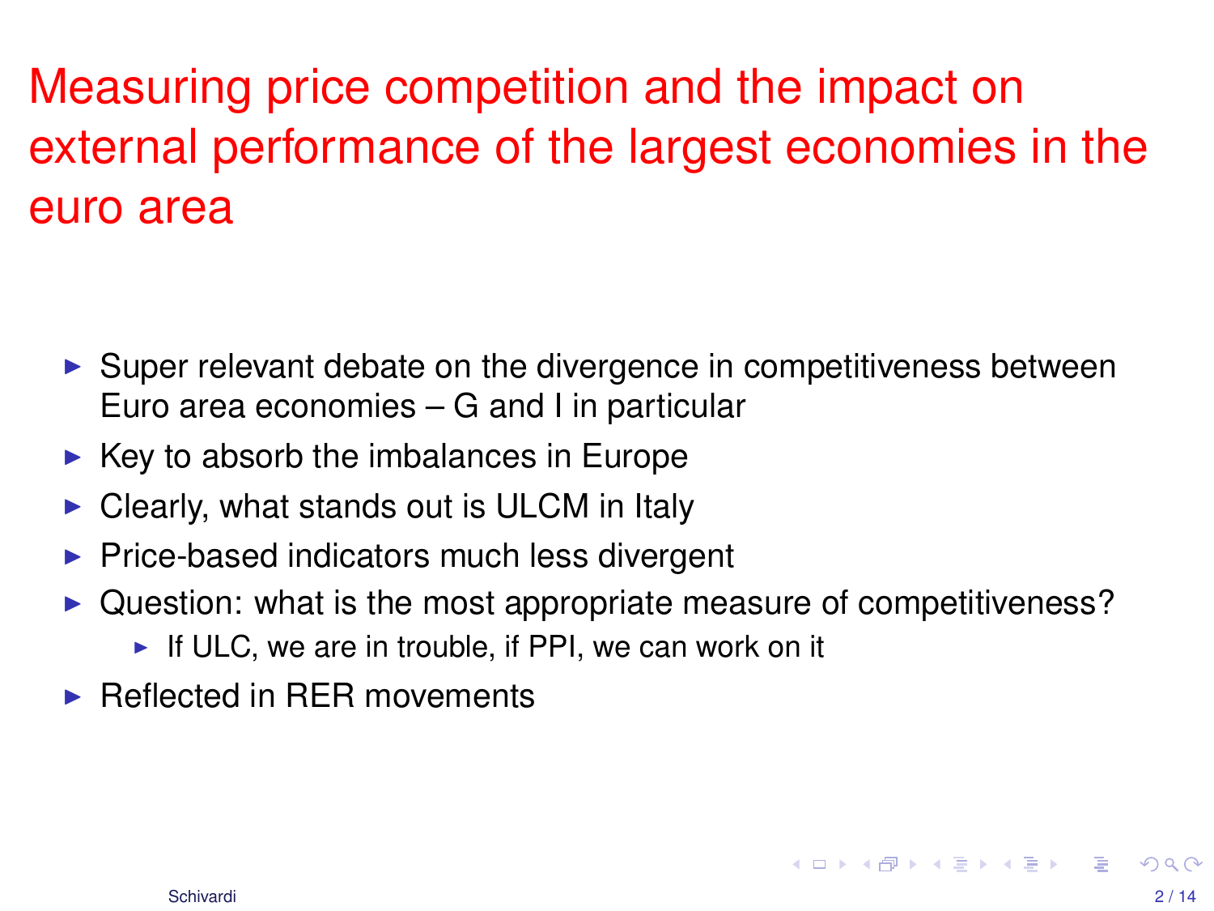# Measuring price competition and the impact on external performance of the largest economies in the euro area

- Super relevant debate on the divergence in competitiveness between Euro area economies – G and I in particular
- Key to absorb the imbalances in Europe
- Clearly, what stands out is ULCM in Italy
- Price-based indicators much less divergent
- Question: what is the most appropriate measure of competitiveness?
  - If ULC, we are in trouble, if PPI, we can work on it
- Reflected in RER movements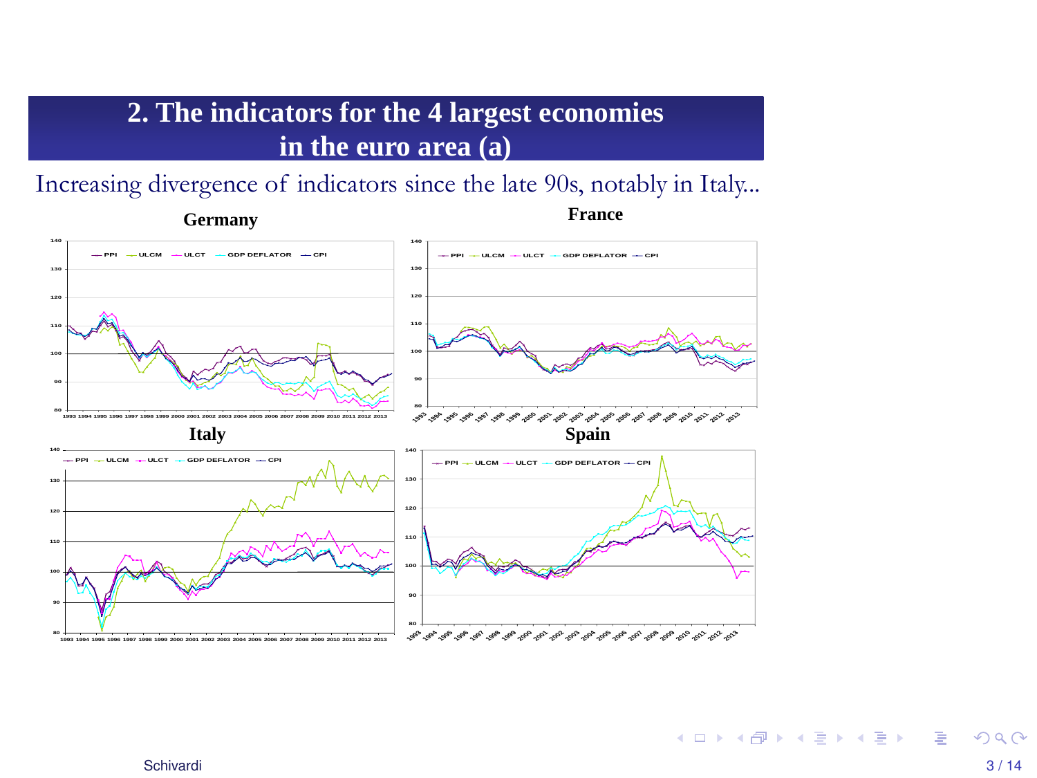## 2. The indicators for the 4 largest economies in the euro area (a)

Increasing divergence of indicators since the late 90s, notably in Italy...

**Germany**

**France**

**Italy**

**Spain**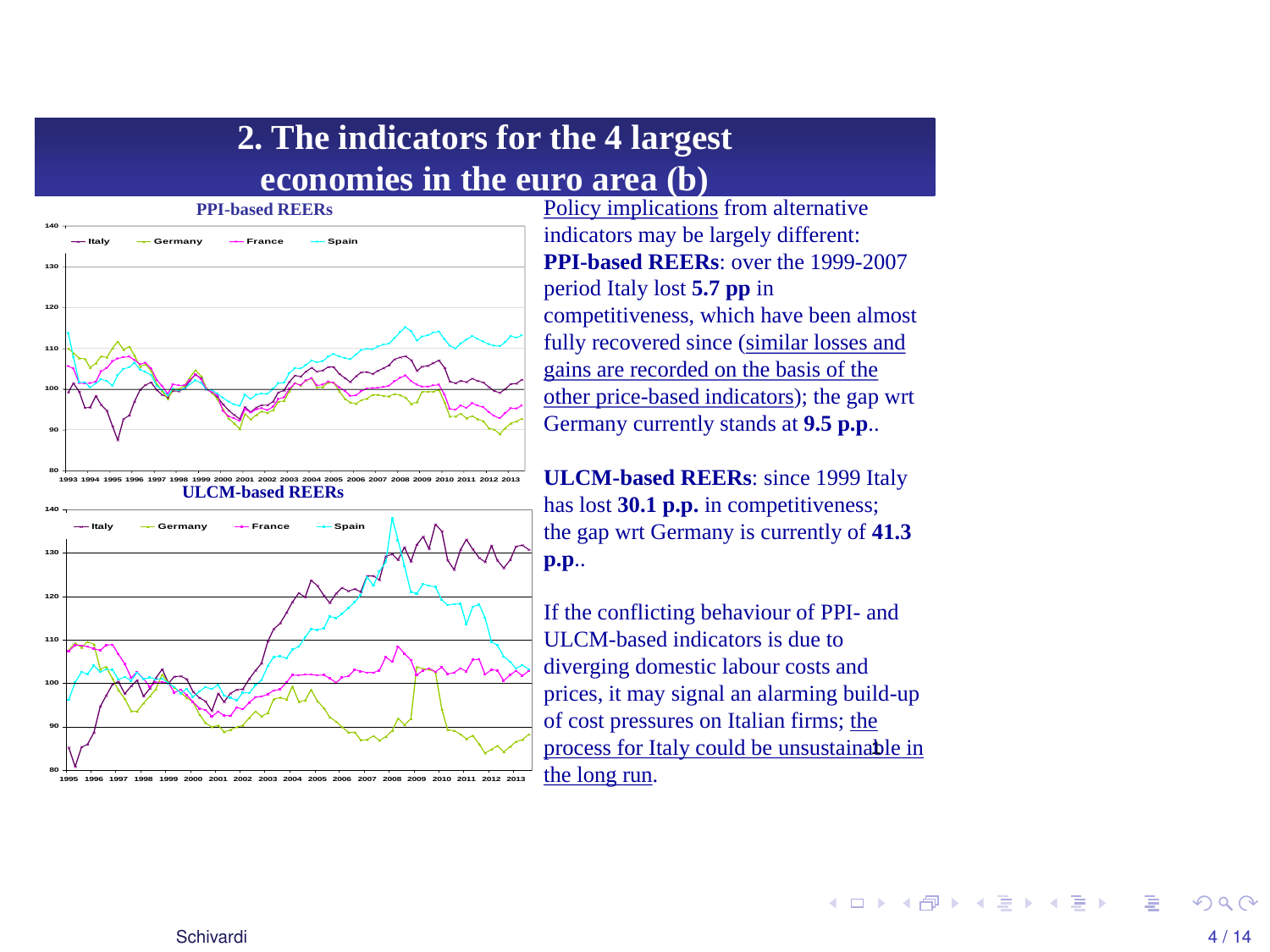## 2. The indicators for the 4 largest economies in the euro area (b)

**PPI-based REERs**

**ULCM-based REERs**

Policy implications from alternative indicators may be largely different: **PPI-based REERs**: over the 1999-2007 period Italy lost **5.7 pp** in competitiveness, which have been almost fully recovered since (similar losses and gains are recorded on the basis of the other price-based indicators); the gap wrt Germany currently stands at **9.5 p.p.**.

**ULCM-based REERs**: since 1999 Italy has lost **30.1 p.p.** in competitiveness; the gap wrt Germany is currently of **41.3 p.p.**.

If the conflicting behaviour of PPI- and ULCM-based indicators is due to diverging domestic labour costs and prices, it may signal an alarming build-up of cost pressures on Italian firms; the process for Italy could be unsustainable in the long run.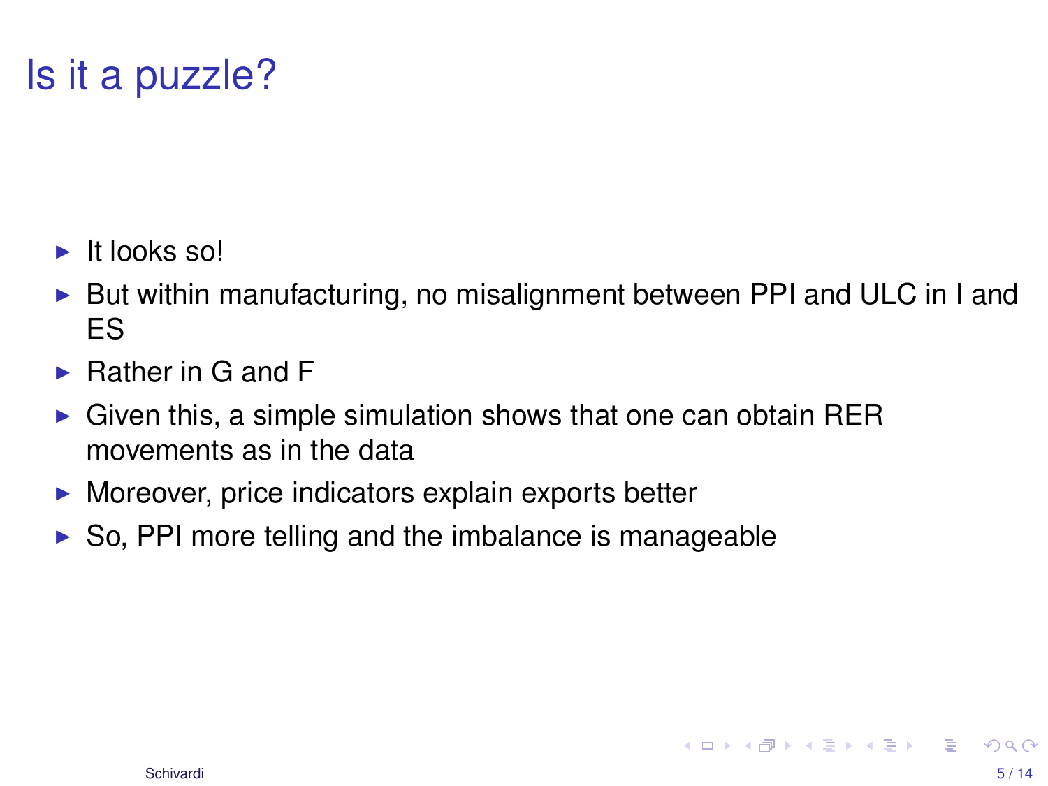# Is it a puzzle?

- It looks so!
- But within manufacturing, no misalignment between PPI and ULC in I and ES
- Rather in G and F
- Given this, a simple simulation shows that one can obtain RER movements as in the data
- Moreover, price indicators explain exports better
- So, PPI more telling and the imbalance is manageable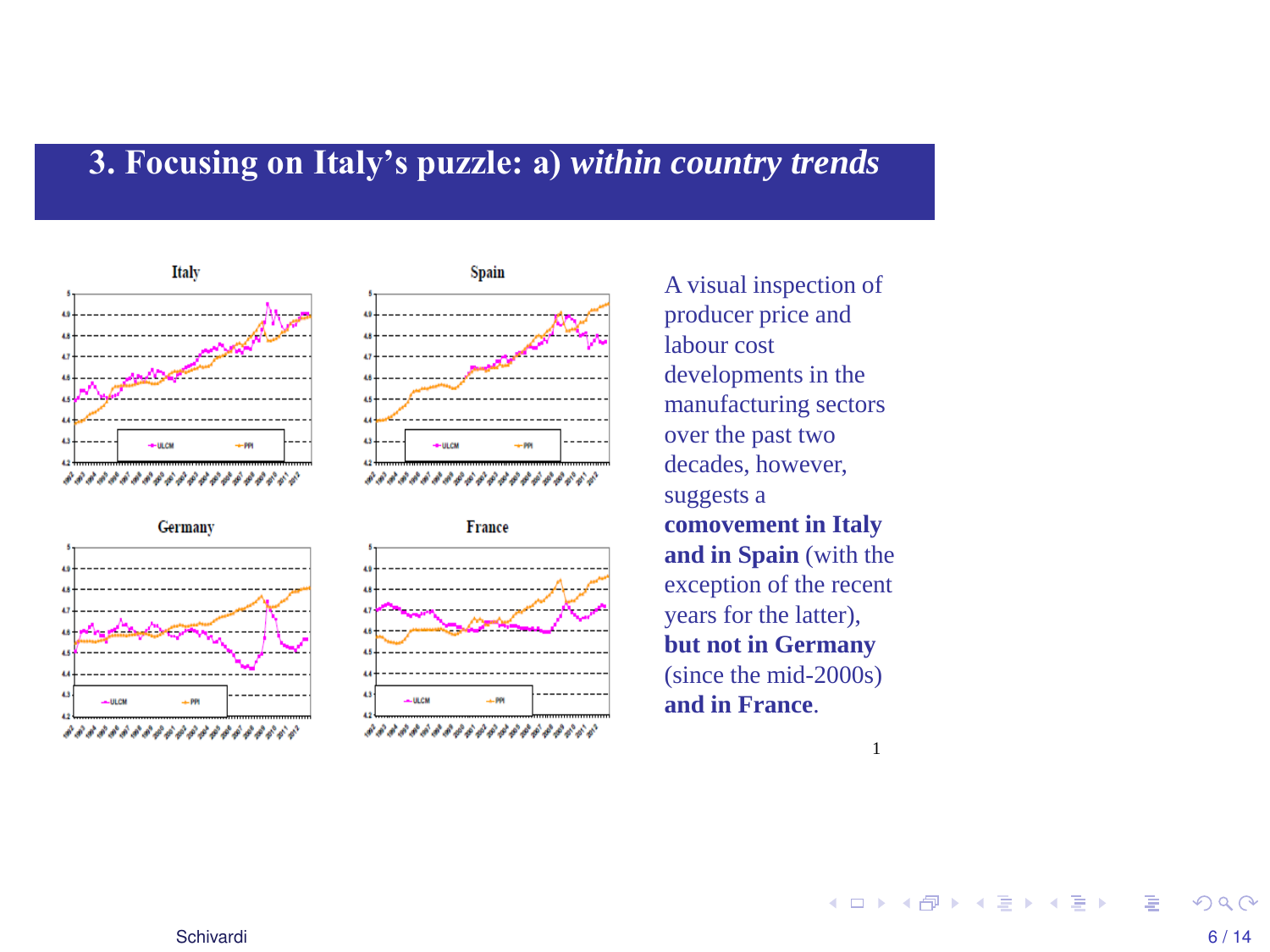# 3. Focusing on Italy's puzzle: a) *within country trends*

A visual inspection of producer price and labour cost developments in the manufacturing sectors over the past two decades, however, suggests a **comovement in Italy and in Spain** (with the exception of the recent years for the latter), **but not in Germany** (since the mid-2000s) **and in France**.

1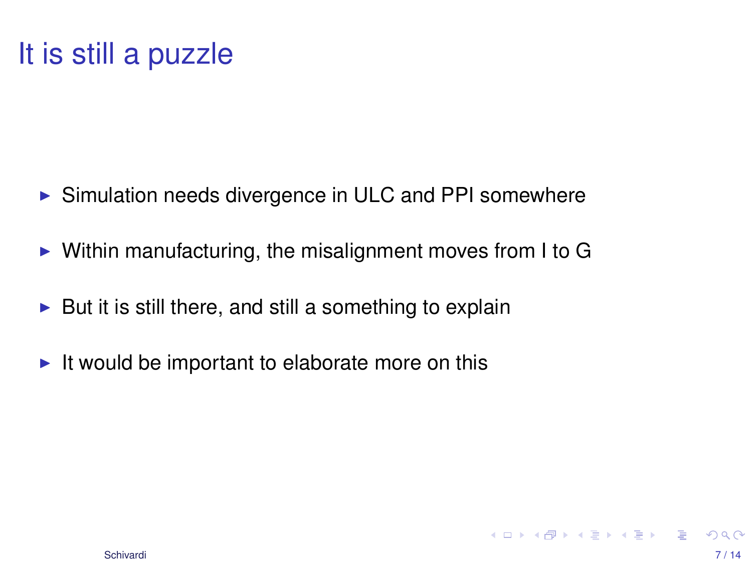# It is still a puzzle

- Simulation needs divergence in ULC and PPI somewhere
- Within manufacturing, the misalignment moves from I to G
- But it is still there, and still a something to explain
- It would be important to elaborate more on this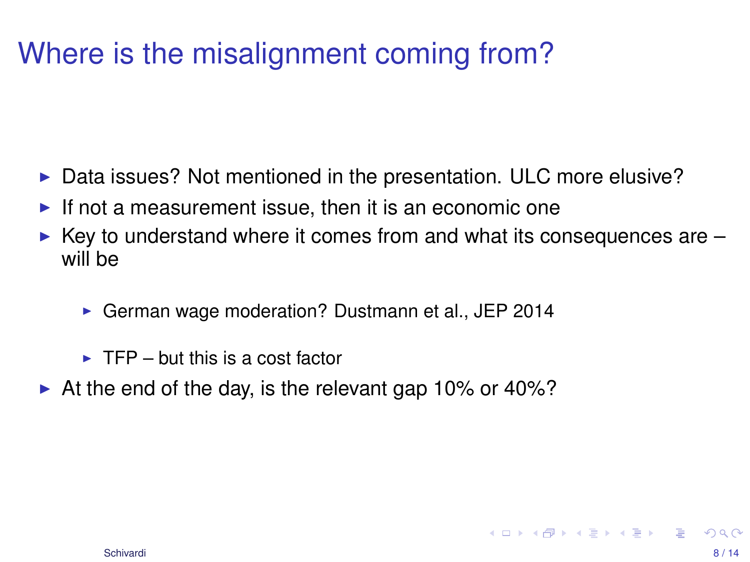# Where is the misalignment coming from?

- Data issues? Not mentioned in the presentation. ULC more elusive?
- If not a measurement issue, then it is an economic one
- Key to understand where it comes from and what its consequences are – will be
  - German wage moderation? Dustmann et al., JEP 2014
  - TFP – but this is a cost factor
- At the end of the day, is the relevant gap 10% or 40%?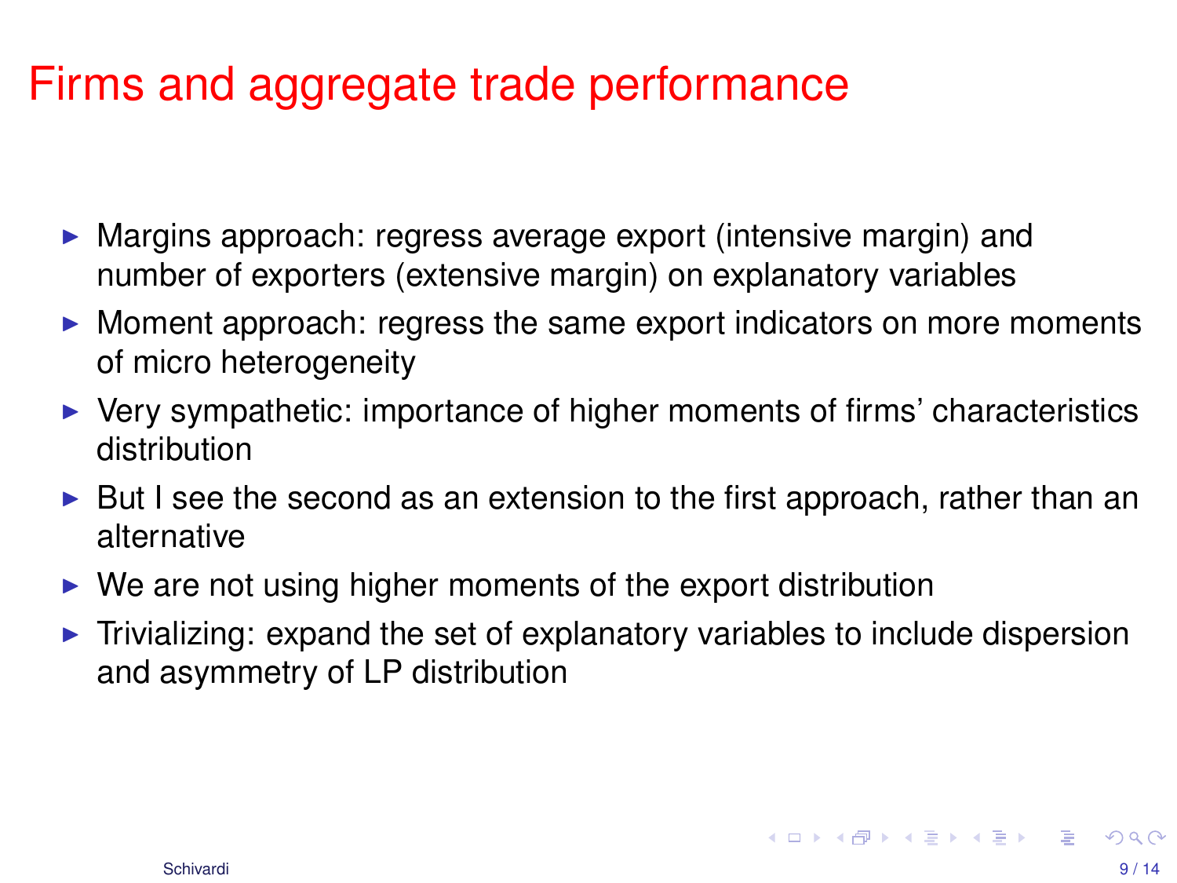# Firms and aggregate trade performance

- Margins approach: regress average export (intensive margin) and number of exporters (extensive margin) on explanatory variables
- Moment approach: regress the same export indicators on more moments of micro heterogeneity
- Very sympathetic: importance of higher moments of firms' characteristics distribution
- But I see the second as an extension to the first approach, rather than an alternative
- We are not using higher moments of the export distribution
- Trivializing: expand the set of explanatory variables to include dispersion and asymmetry of LP distribution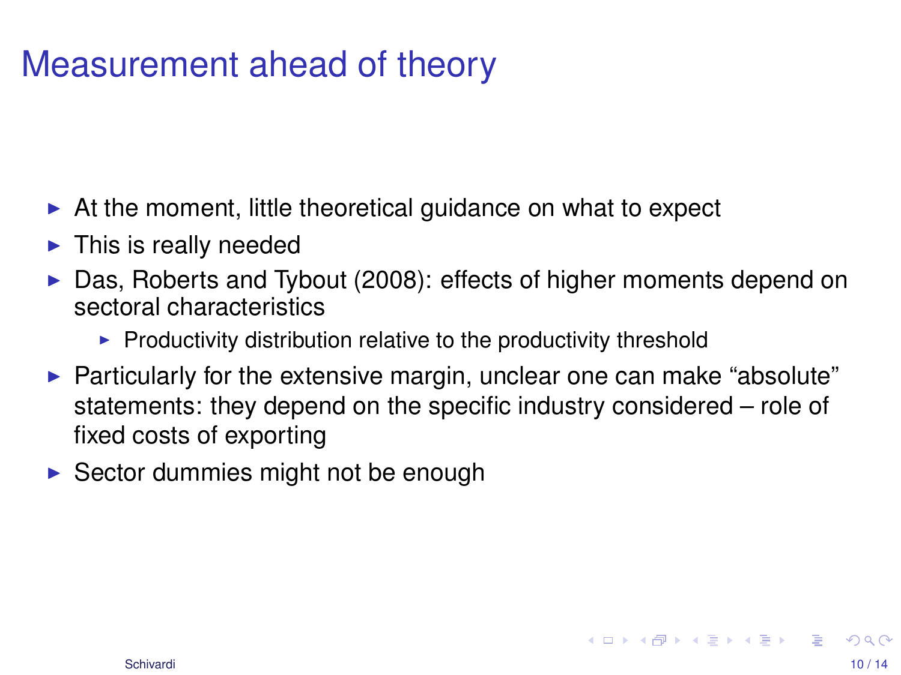# Measurement ahead of theory

- At the moment, little theoretical guidance on what to expect
- This is really needed
- Das, Roberts and Tybout (2008): effects of higher moments depend on sectoral characteristics
  - Productivity distribution relative to the productivity threshold
- Particularly for the extensive margin, unclear one can make "absolute" statements: they depend on the specific industry considered – role of fixed costs of exporting
- Sector dummies might not be enough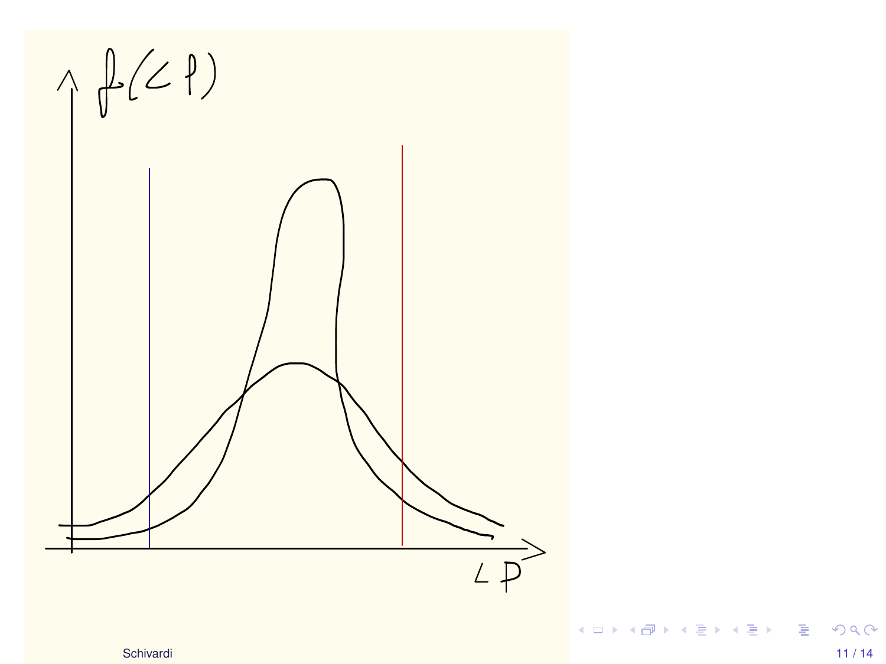$f(LP)$

$LP$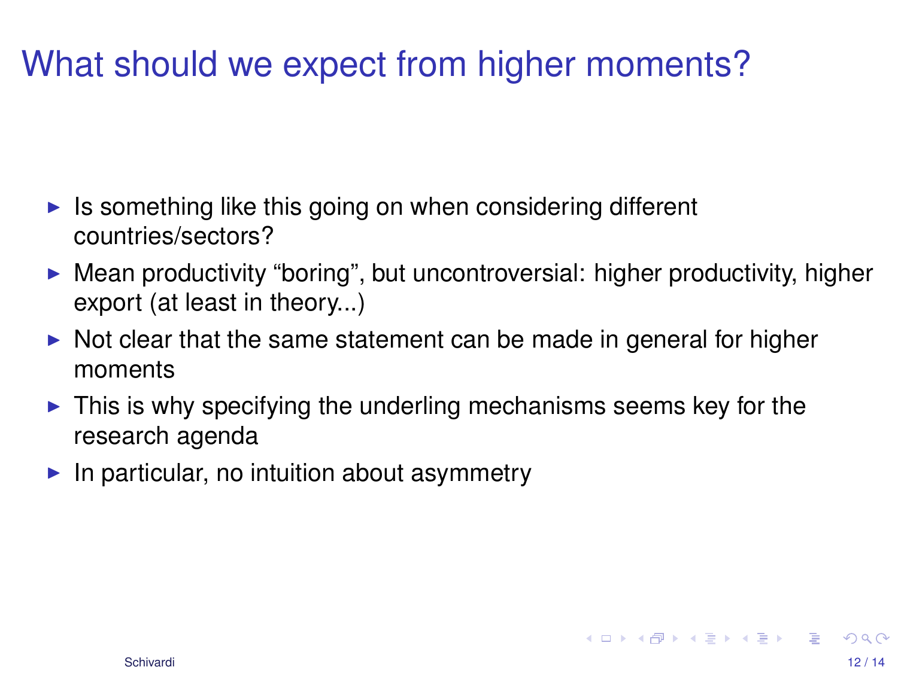# What should we expect from higher moments?

- Is something like this going on when considering different countries/sectors?
- Mean productivity “boring”, but uncontroversial: higher productivity, higher export (at least in theory...)
- Not clear that the same statement can be made in general for higher moments
- This is why specifying the underling mechanisms seems key for the research agenda
- In particular, no intuition about asymmetry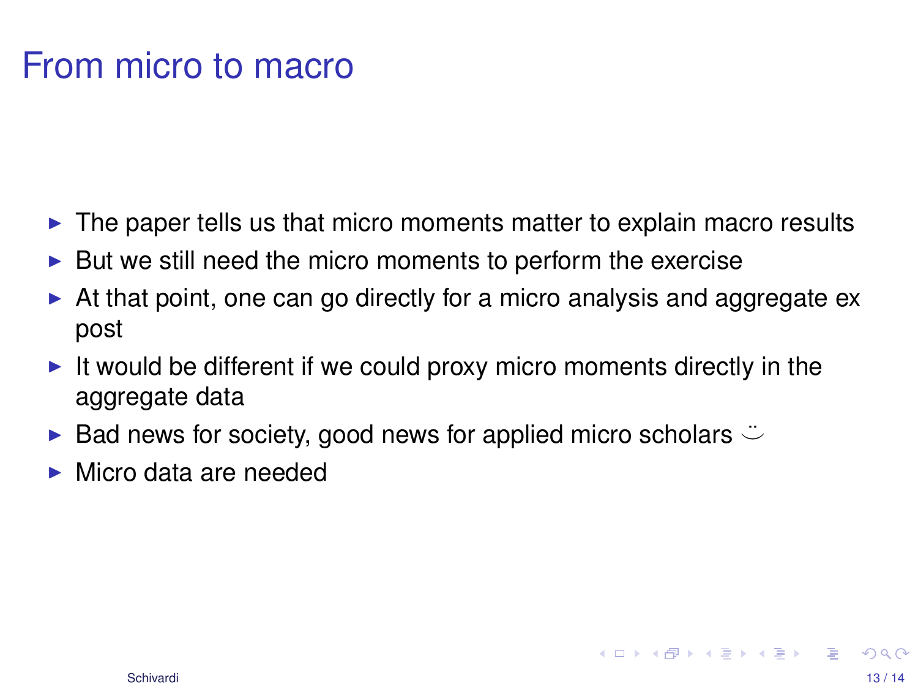# From micro to macro

- The paper tells us that micro moments matter to explain macro results
- But we still need the micro moments to perform the exercise
- At that point, one can go directly for a micro analysis and aggregate ex post
- It would be different if we could proxy micro moments directly in the aggregate data
- Bad news for society, good news for applied micro scholars ⌣̈
- Micro data are needed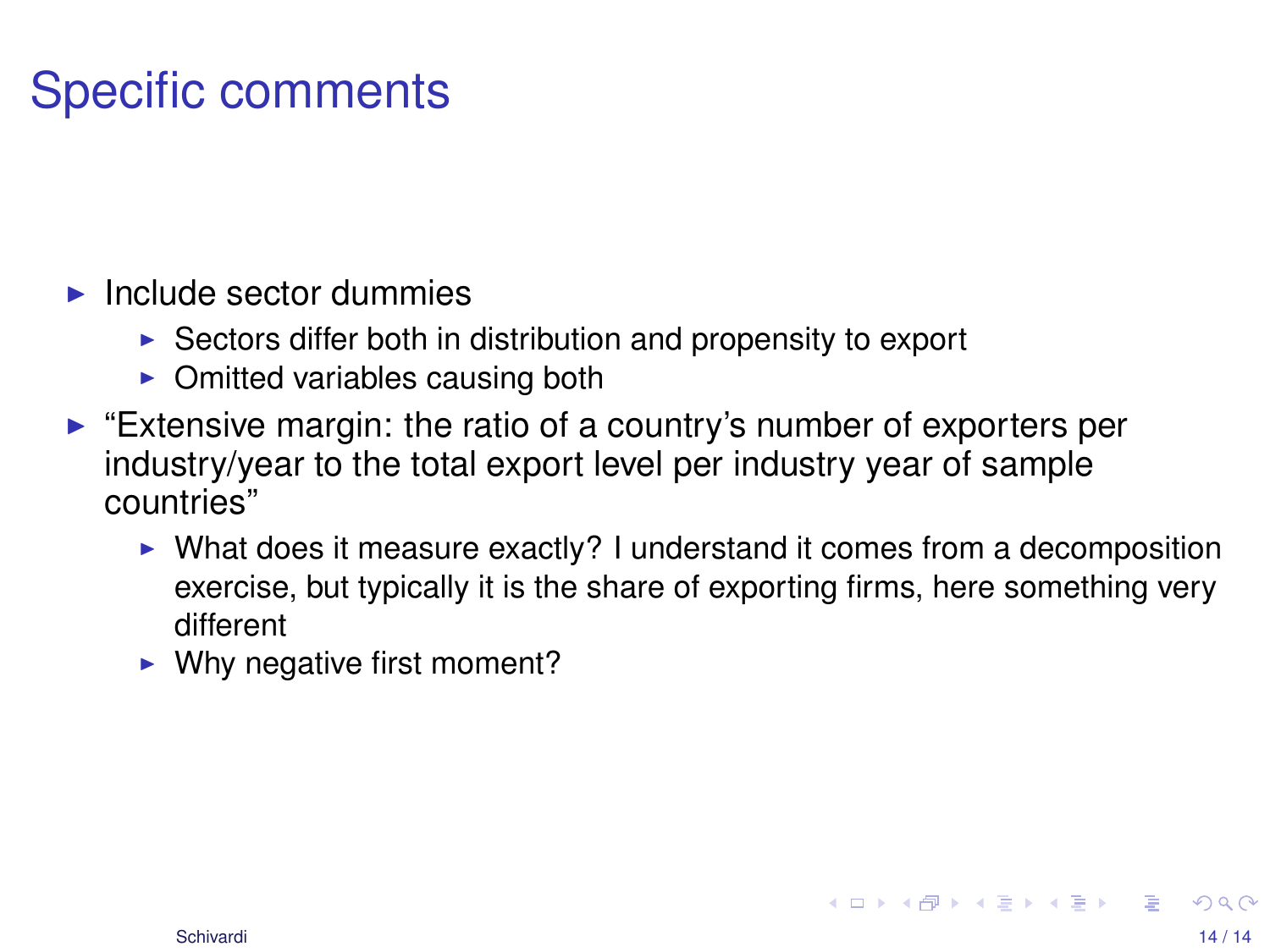# Specific comments

- Include sector dummies
  - Sectors differ both in distribution and propensity to export
  - Omitted variables causing both
- "Extensive margin: the ratio of a country's number of exporters per industry/year to the total export level per industry year of sample countries"
  - What does it measure exactly? I understand it comes from a decomposition exercise, but typically it is the share of exporting firms, here something very different
  - Why negative first moment?